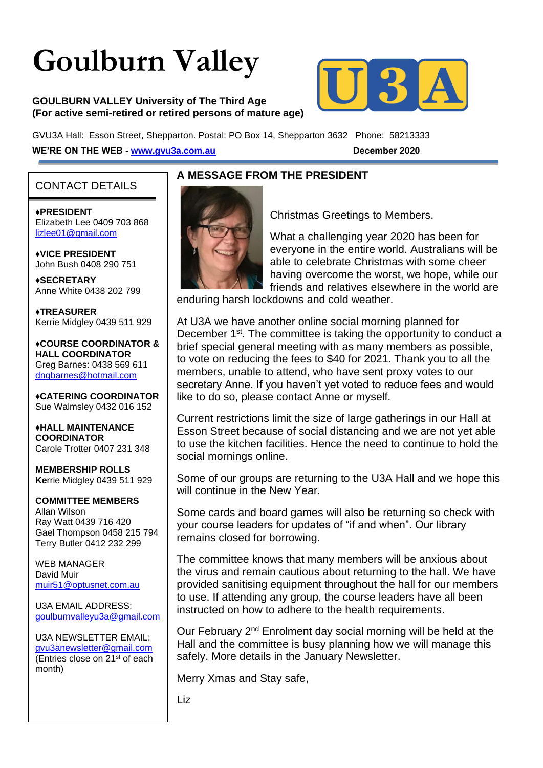# Goulburn Valley

**GOULBURN VALLEY University of The Third Age**
**(For active semi-retired or retired persons of mature age)**

GVU3A Hall: Esson Street, Shepparton. Postal: PO Box 14, Shepparton 3632 Phone: 58213333

**WE'RE ON THE WEB - www.gvu3a.com.au** **December 2020**

## CONTACT DETAILS

**♦PRESIDENT**
Elizabeth Lee 0409 703 868
lizlee01@gmail.com

**♦VICE PRESIDENT**
John Bush 0408 290 751

**♦SECRETARY**
Anne White 0438 202 799

**♦TREASURER**
Kerrie Midgley 0439 511 929

**♦COURSE COORDINATOR & HALL COORDINATOR**
Greg Barnes: 0438 569 611
dngbarnes@hotmail.com

**♦CATERING COORDINATOR**
Sue Walmsley 0432 016 152

**♦HALL MAINTENANCE COORDINATOR**
Carole Trotter 0407 231 348

**MEMBERSHIP ROLLS**
Kerrie Midgley 0439 511 929

**COMMITTEE MEMBERS**
Allan Wilson
Ray Watt 0439 716 420
Gael Thompson 0458 215 794
Terry Butler 0412 232 299

WEB MANAGER
David Muir
muir51@optusnet.com.au

U3A EMAIL ADDRESS:
goulburnvalleyu3a@gmail.com

U3A NEWSLETTER EMAIL:
gvu3anewsletter@gmail.com
(Entries close on 21st of each month)

## A MESSAGE FROM THE PRESIDENT

Christmas Greetings to Members.

What a challenging year 2020 has been for everyone in the entire world. Australians will be able to celebrate Christmas with some cheer having overcome the worst, we hope, while our friends and relatives elsewhere in the world are enduring harsh lockdowns and cold weather.

At U3A we have another online social morning planned for December 1st. The committee is taking the opportunity to conduct a brief special general meeting with as many members as possible, to vote on reducing the fees to $40 for 2021. Thank you to all the members, unable to attend, who have sent proxy votes to our secretary Anne. If you haven't yet voted to reduce fees and would like to do so, please contact Anne or myself.

Current restrictions limit the size of large gatherings in our Hall at Esson Street because of social distancing and we are not yet able to use the kitchen facilities. Hence the need to continue to hold the social mornings online.

Some of our groups are returning to the U3A Hall and we hope this will continue in the New Year.

Some cards and board games will also be returning so check with your course leaders for updates of "if and when". Our library remains closed for borrowing.

The committee knows that many members will be anxious about the virus and remain cautious about returning to the hall. We have provided sanitising equipment throughout the hall for our members to use. If attending any group, the course leaders have all been instructed on how to adhere to the health requirements.

Our February 2nd Enrolment day social morning will be held at the Hall and the committee is busy planning how we will manage this safely. More details in the January Newsletter.

Merry Xmas and Stay safe,

Liz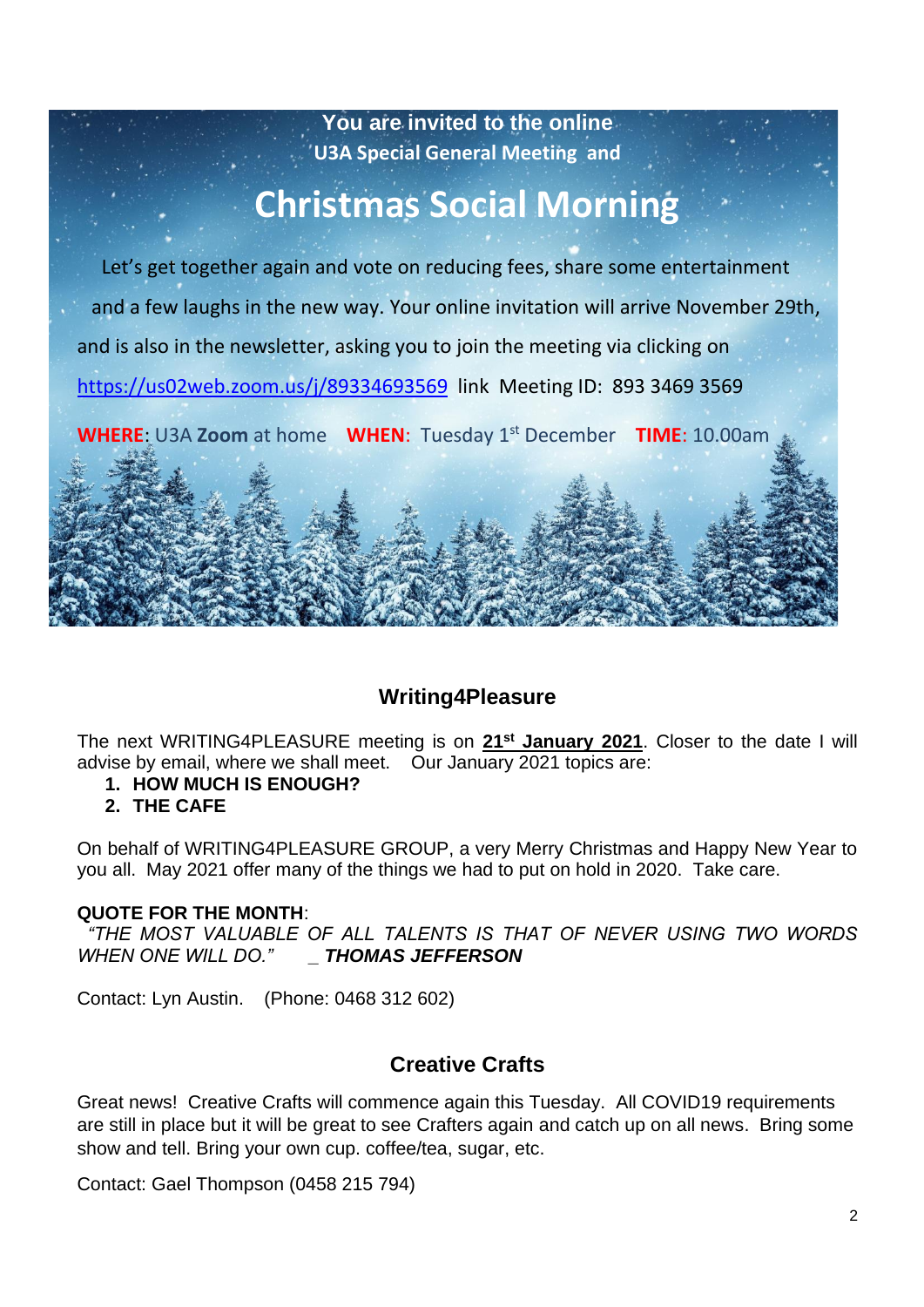You are invited to the online
U3A Special General Meeting and

# Christmas Social Morning

Let's get together again and vote on reducing fees, share some entertainment and a few laughs in the new way. Your online invitation will arrive November 29th, and is also in the newsletter, asking you to join the meeting via clicking on https://us02web.zoom.us/j/89334693569 link Meeting ID: 893 3469 3569

**WHERE**: U3A **Zoom** at home **WHEN**: Tuesday 1st December **TIME**: 10.00am

## Writing4Pleasure

The next WRITING4PLEASURE meeting is on **21st January 2021**. Closer to the date I will advise by email, where we shall meet. Our January 2021 topics are:

1. **HOW MUCH IS ENOUGH?**
2. **THE CAFE**

On behalf of WRITING4PLEASURE GROUP, a very Merry Christmas and Happy New Year to you all. May 2021 offer many of the things we had to put on hold in 2020. Take care.

**QUOTE FOR THE MONTH**:
*"THE MOST VALUABLE OF ALL TALENTS IS THAT OF NEVER USING TWO WORDS WHEN ONE WILL DO."* ***_ THOMAS JEFFERSON***

Contact: Lyn Austin. (Phone: 0468 312 602)

## Creative Crafts

Great news! Creative Crafts will commence again this Tuesday. All COVID19 requirements are still in place but it will be great to see Crafters again and catch up on all news. Bring some show and tell. Bring your own cup. coffee/tea, sugar, etc.

Contact: Gael Thompson (0458 215 794)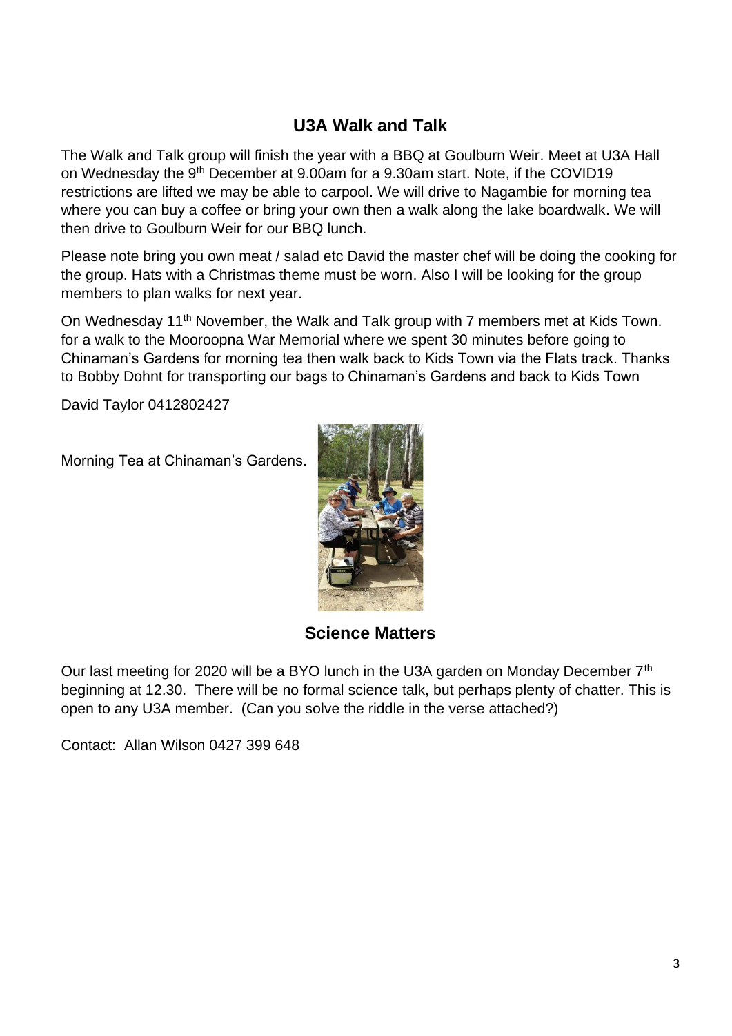## U3A Walk and Talk

The Walk and Talk group will finish the year with a BBQ at Goulburn Weir. Meet at U3A Hall on Wednesday the 9th December at 9.00am for a 9.30am start. Note, if the COVID19 restrictions are lifted we may be able to carpool. We will drive to Nagambie for morning tea where you can buy a coffee or bring your own then a walk along the lake boardwalk. We will then drive to Goulburn Weir for our BBQ lunch.

Please note bring you own meat / salad etc David the master chef will be doing the cooking for the group. Hats with a Christmas theme must be worn. Also I will be looking for the group members to plan walks for next year.

On Wednesday 11th November, the Walk and Talk group with 7 members met at Kids Town. for a walk to the Mooroopna War Memorial where we spent 30 minutes before going to Chinaman's Gardens for morning tea then walk back to Kids Town via the Flats track. Thanks to Bobby Dohnt for transporting our bags to Chinaman's Gardens and back to Kids Town

David Taylor 0412802427

Morning Tea at Chinaman's Gardens.

## Science Matters

Our last meeting for 2020 will be a BYO lunch in the U3A garden on Monday December 7th beginning at 12.30. There will be no formal science talk, but perhaps plenty of chatter. This is open to any U3A member. (Can you solve the riddle in the verse attached?)

Contact: Allan Wilson 0427 399 648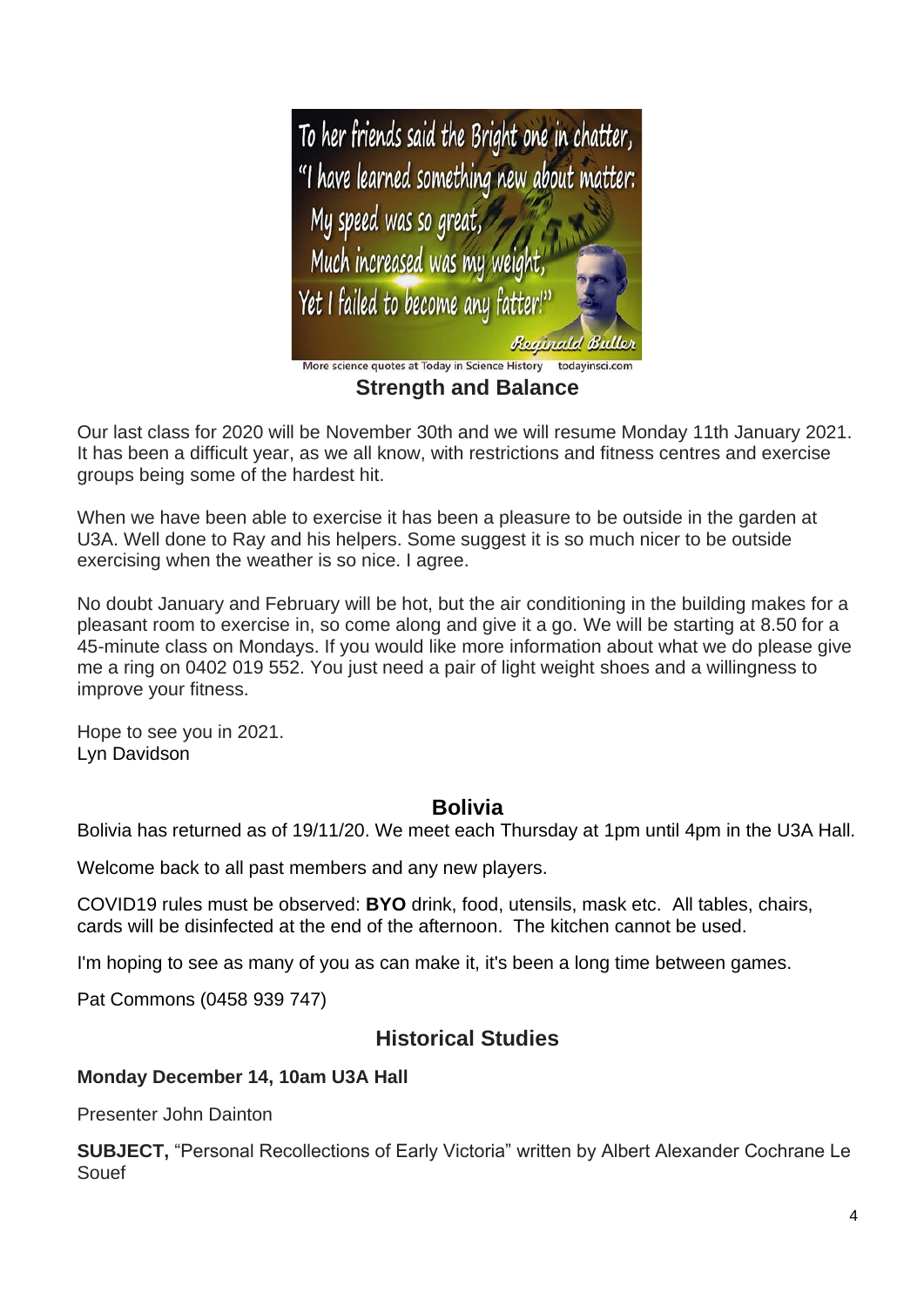To her friends said the Bright one in chatter,
"I have learned something new about matter:
My speed was so great,
Much increased was my weight,
Yet I failed to become any fatter!"

Reginald Buller

More science quotes at Today in Science History todayinsci.com

## Strength and Balance

Our last class for 2020 will be November 30th and we will resume Monday 11th January 2021. It has been a difficult year, as we all know, with restrictions and fitness centres and exercise groups being some of the hardest hit.

When we have been able to exercise it has been a pleasure to be outside in the garden at U3A. Well done to Ray and his helpers. Some suggest it is so much nicer to be outside exercising when the weather is so nice. I agree.

No doubt January and February will be hot, but the air conditioning in the building makes for a pleasant room to exercise in, so come along and give it a go. We will be starting at 8.50 for a 45-minute class on Mondays. If you would like more information about what we do please give me a ring on 0402 019 552. You just need a pair of light weight shoes and a willingness to improve your fitness.

Hope to see you in 2021.
Lyn Davidson

## Bolivia

Bolivia has returned as of 19/11/20. We meet each Thursday at 1pm until 4pm in the U3A Hall.

Welcome back to all past members and any new players.

COVID19 rules must be observed: **BYO** drink, food, utensils, mask etc. All tables, chairs, cards will be disinfected at the end of the afternoon. The kitchen cannot be used.

I'm hoping to see as many of you as can make it, it's been a long time between games.

Pat Commons (0458 939 747)

## Historical Studies

**Monday December 14, 10am U3A Hall**

Presenter John Dainton

**SUBJECT,** "Personal Recollections of Early Victoria" written by Albert Alexander Cochrane Le Souef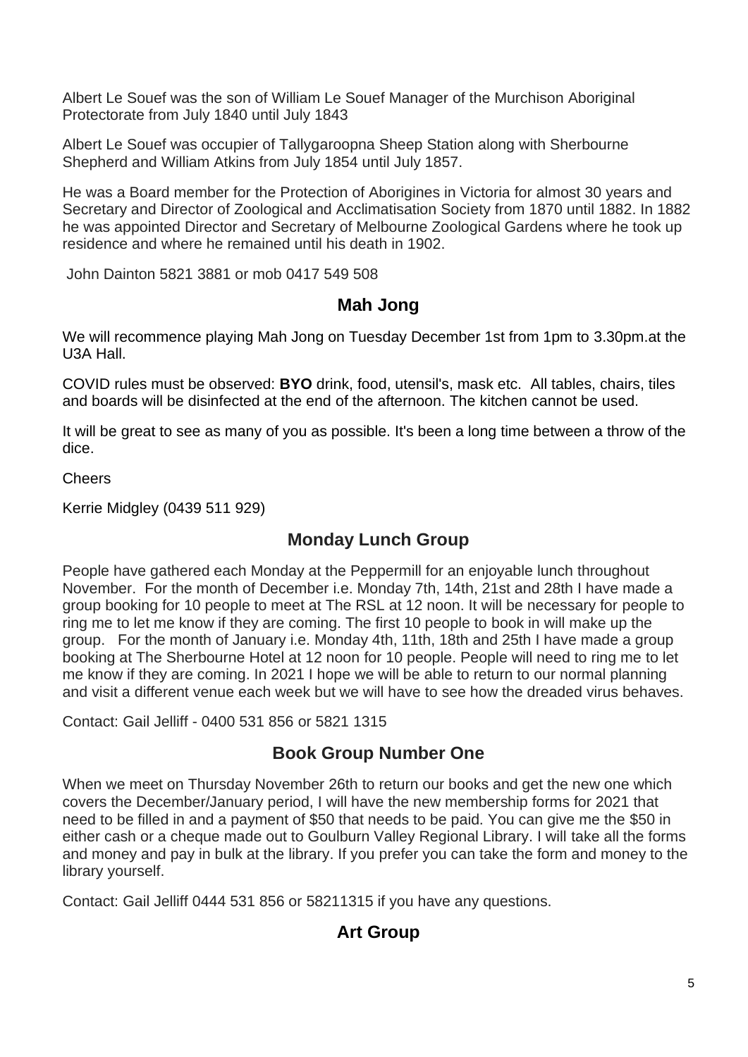Albert Le Souef was the son of William Le Souef Manager of the Murchison Aboriginal Protectorate from July 1840 until July 1843

Albert Le Souef was occupier of Tallygaroopna Sheep Station along with Sherbourne Shepherd and William Atkins from July 1854 until July 1857.

He was a Board member for the Protection of Aborigines in Victoria for almost 30 years and Secretary and Director of Zoological and Acclimatisation Society from 1870 until 1882. In 1882 he was appointed Director and Secretary of Melbourne Zoological Gardens where he took up residence and where he remained until his death in 1902.

John Dainton 5821 3881 or mob 0417 549 508

## Mah Jong

We will recommence playing Mah Jong on Tuesday December 1st from 1pm to 3.30pm.at the U3A Hall.

COVID rules must be observed: **BYO** drink, food, utensil's, mask etc. All tables, chairs, tiles and boards will be disinfected at the end of the afternoon. The kitchen cannot be used.

It will be great to see as many of you as possible. It's been a long time between a throw of the dice.

Cheers

Kerrie Midgley (0439 511 929)

## Monday Lunch Group

People have gathered each Monday at the Peppermill for an enjoyable lunch throughout November. For the month of December i.e. Monday 7th, 14th, 21st and 28th I have made a group booking for 10 people to meet at The RSL at 12 noon. It will be necessary for people to ring me to let me know if they are coming. The first 10 people to book in will make up the group. For the month of January i.e. Monday 4th, 11th, 18th and 25th I have made a group booking at The Sherbourne Hotel at 12 noon for 10 people. People will need to ring me to let me know if they are coming. In 2021 I hope we will be able to return to our normal planning and visit a different venue each week but we will have to see how the dreaded virus behaves.

Contact: Gail Jelliff - 0400 531 856 or 5821 1315

## Book Group Number One

When we meet on Thursday November 26th to return our books and get the new one which covers the December/January period, I will have the new membership forms for 2021 that need to be filled in and a payment of $50 that needs to be paid. You can give me the $50 in either cash or a cheque made out to Goulburn Valley Regional Library. I will take all the forms and money and pay in bulk at the library. If you prefer you can take the form and money to the library yourself.

Contact: Gail Jelliff 0444 531 856 or 58211315 if you have any questions.

## Art Group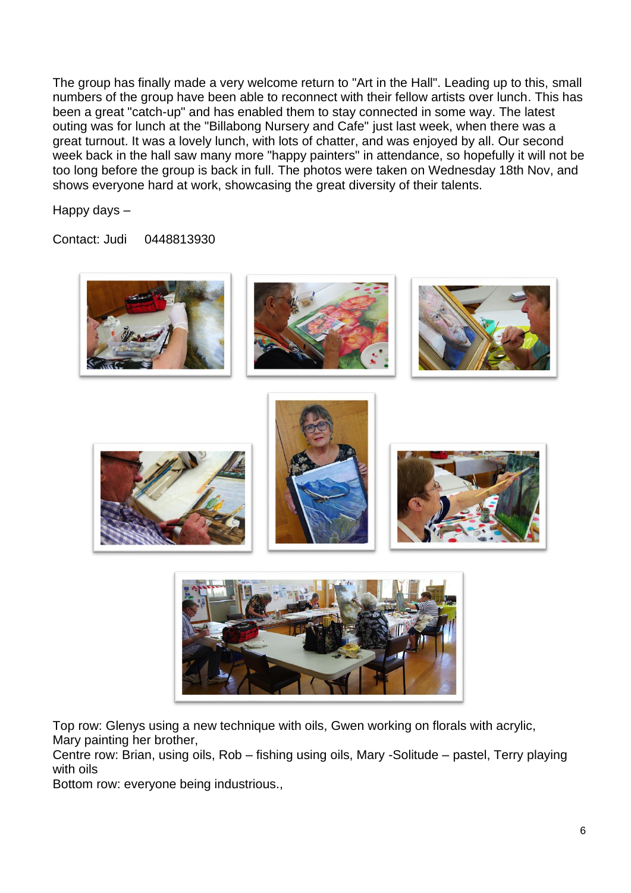The group has finally made a very welcome return to "Art in the Hall". Leading up to this, small numbers of the group have been able to reconnect with their fellow artists over lunch. This has been a great "catch-up" and has enabled them to stay connected in some way. The latest outing was for lunch at the "Billabong Nursery and Cafe" just last week, when there was a great turnout. It was a lovely lunch, with lots of chatter, and was enjoyed by all. Our second week back in the hall saw many more "happy painters" in attendance, so hopefully it will not be too long before the group is back in full. The photos were taken on Wednesday 18th Nov, and shows everyone hard at work, showcasing the great diversity of their talents.

Happy days –

Contact: Judi 0448813930

Top row: Glenys using a new technique with oils, Gwen working on florals with acrylic, Mary painting her brother,
Centre row: Brian, using oils, Rob – fishing using oils, Mary -Solitude – pastel, Terry playing with oils
Bottom row: everyone being industrious.,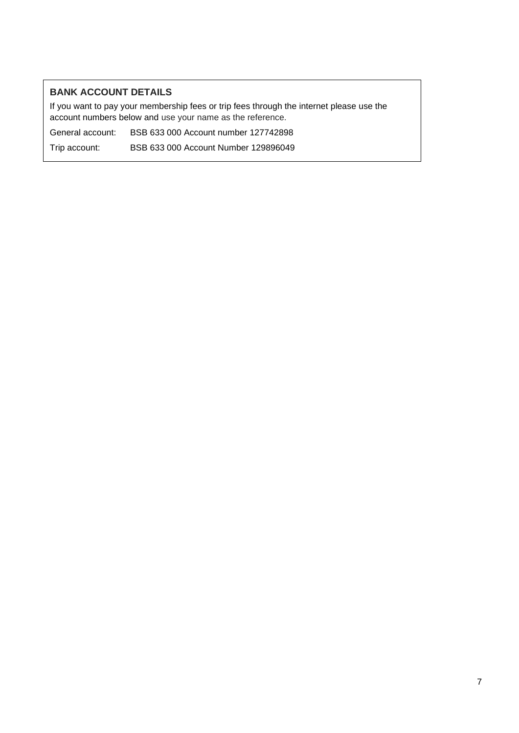## BANK ACCOUNT DETAILS

If you want to pay your membership fees or trip fees through the internet please use the account numbers below and use your name as the reference.

General account: BSB 633 000 Account number 127742898

Trip account: BSB 633 000 Account Number 129896049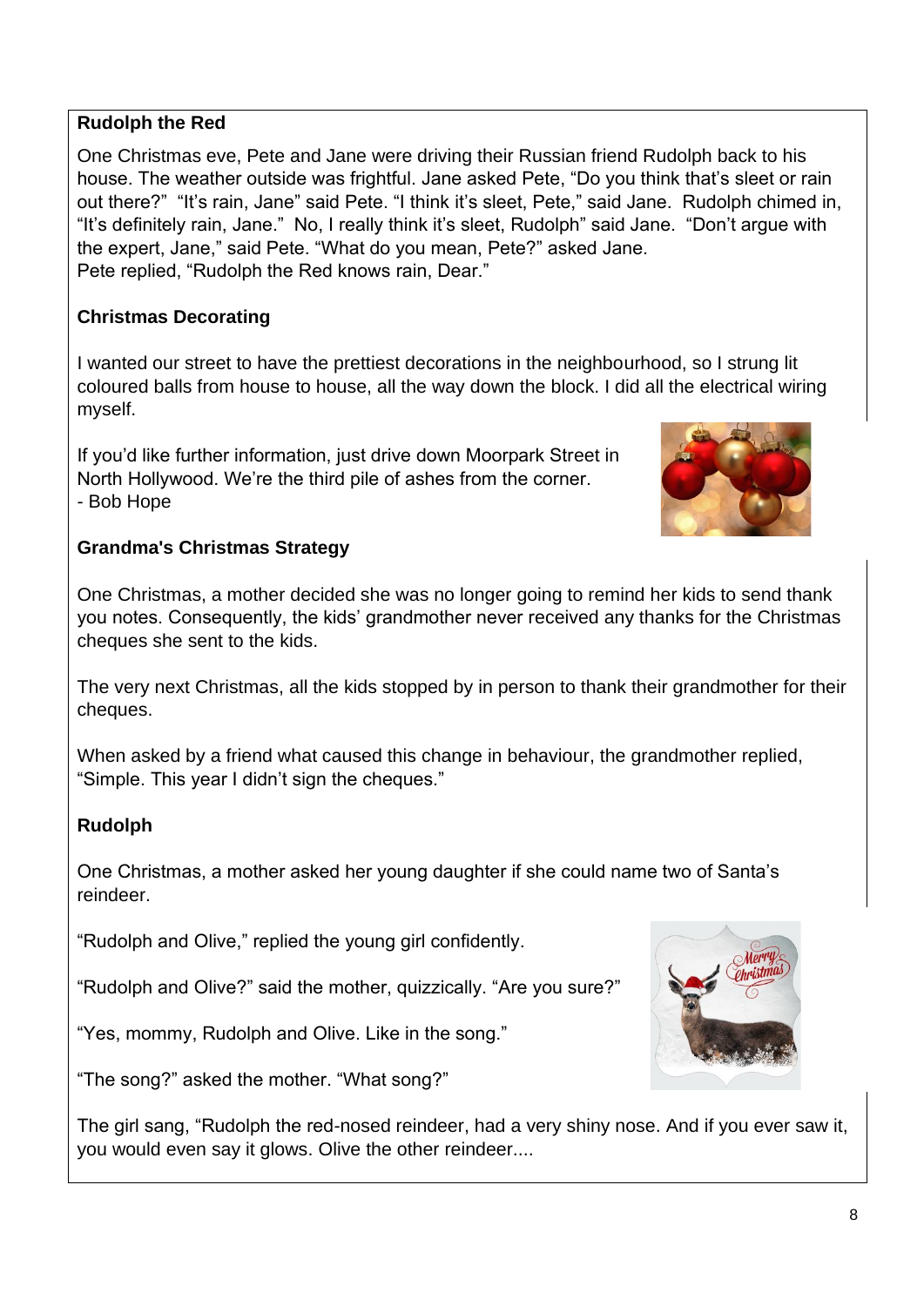**Rudolph the Red**

One Christmas eve, Pete and Jane were driving their Russian friend Rudolph back to his house. The weather outside was frightful. Jane asked Pete, "Do you think that's sleet or rain out there?" "It's rain, Jane" said Pete. "I think it's sleet, Pete," said Jane. Rudolph chimed in, "It's definitely rain, Jane." No, I really think it's sleet, Rudolph" said Jane. "Don't argue with the expert, Jane," said Pete. "What do you mean, Pete?" asked Jane.
Pete replied, "Rudolph the Red knows rain, Dear."

**Christmas Decorating**

I wanted our street to have the prettiest decorations in the neighbourhood, so I strung lit coloured balls from house to house, all the way down the block. I did all the electrical wiring myself.

If you'd like further information, just drive down Moorpark Street in North Hollywood. We're the third pile of ashes from the corner.
- Bob Hope

**Grandma's Christmas Strategy**

One Christmas, a mother decided she was no longer going to remind her kids to send thank you notes. Consequently, the kids' grandmother never received any thanks for the Christmas cheques she sent to the kids.

The very next Christmas, all the kids stopped by in person to thank their grandmother for their cheques.

When asked by a friend what caused this change in behaviour, the grandmother replied, "Simple. This year I didn't sign the cheques."

**Rudolph**

One Christmas, a mother asked her young daughter if she could name two of Santa's reindeer.

"Rudolph and Olive," replied the young girl confidently.

"Rudolph and Olive?" said the mother, quizzically. "Are you sure?"

"Yes, mommy, Rudolph and Olive. Like in the song."

"The song?" asked the mother. "What song?"

The girl sang, "Rudolph the red-nosed reindeer, had a very shiny nose. And if you ever saw it, you would even say it glows. Olive the other reindeer....